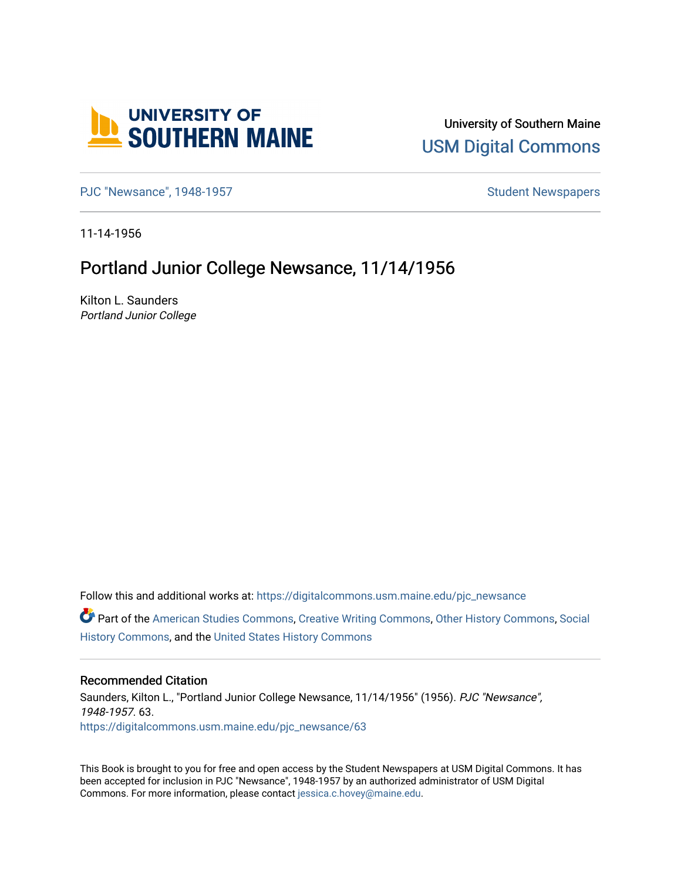University of Southern Maine

USM Digital Commons

PJC "Newsance", 1948-1957

Student Newspapers

11-14-1956

# Portland Junior College Newsance, 11/14/1956

Kilton L. Saunders
*Portland Junior College*

Follow this and additional works at: https://digitalcommons.usm.maine.edu/pjc_newsance

Part of the American Studies Commons, Creative Writing Commons, Other History Commons, Social History Commons, and the United States History Commons

## Recommended Citation

Saunders, Kilton L., "Portland Junior College Newsance, 11/14/1956" (1956). *PJC "Newsance", 1948-1957*. 63.
https://digitalcommons.usm.maine.edu/pjc_newsance/63

This Book is brought to you for free and open access by the Student Newspapers at USM Digital Commons. It has been accepted for inclusion in PJC "Newsance", 1948-1957 by an authorized administrator of USM Digital Commons. For more information, please contact jessica.c.hovey@maine.edu.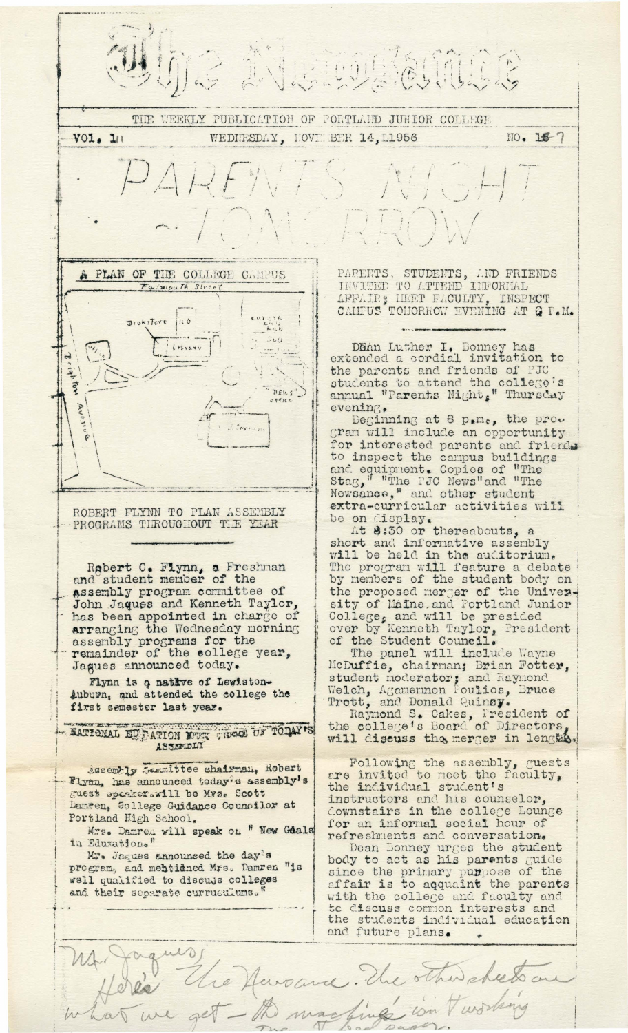# The Newsance

THE WEEKLY PUBLICATION OF PORTLAND JUNIOR COLLEGE

VOL. 1 | WEDNESDAY, NOVEMBER 14, 1956 | NO. 7

# PARENTS NIGHT — TOMORROW

A PLAN OF THE COLLEGE CAMPUS

Falmouth Street

Bookstore | Library | "News" office | Brighton Avenue | Auditorium

## ROBERT FLYNN TO PLAN ASSEMBLY PROGRAMS THROUGHOUT THE YEAR

Robert C. Flynn, a Freshman and student member of the assembly program committee of John Jaques and Kenneth Taylor, has been appointed in charge of arranging the Wednesday morning assembly programs for the remainder of the college year, Jaques announced today.

Flynn is a native of Lewiston-Auburn, and attended the college the first semester last year.

## NATIONAL EDUCATION WEEK THEME OF TODAY'S ASSEMBLY

Assembly Committee chairman, Robert Flynn, has announced today's assembly's guest speaker will be Mrs. Scott Damren, College Guidance Councilor at Portland High School.

Mrs. Damren will speak on "New Goals in Education."

Mr. Jaques announced the day's program, and mentioned Mrs. Damren "is well qualified to discuss colleges and their separate curruculums."

## PARENTS, STUDENTS, AND FRIENDS INVITED TO ATTEND INFORMAL AFFAIR; MEET FACULTY, INSPECT CAMPUS TOMORROW EVENING AT 8 P.M.

Dean Luther I. Bonney has extended a cordial invitation to the parents and friends of PJC students to attend the college's annual "Parents Night," Thursday evening.

Beginning at 8 p.m., the program will include an opportunity for interested parents and friends to inspect the campus buildings and equipment. Copies of "The Stag," "The PJC News" and "The Newsance," and other student extra-curricular activities will be on display.

At 8:30 or thereabouts, a short and informative assembly will be held in the auditorium. The program will feature a debate by members of the student body on the proposed merger of the University of Maine and Portland Junior College, and will be presided over by Kenneth Taylor, President of the Student Council.

The panel will include Wayne McDuffie, chairman; Brian Fotter, student moderator; and Raymond Welch, Agamemnon Poulios, Bruce Trott, and Donald Quincy.

Raymond S. Oakes, President of the college's Board of Directors, will discuss the merger in length.

Following the assembly, guests are invited to meet the faculty, the individual student's instructors and his counselor, downstairs in the college Lounge for an informal social hour of refreshments and conversation.

Dean Bonney urges the student body to act as his parents guide since the primary purpose of the affair is to acquaint the parents with the college and faculty and to discuss common interests and the students individual education and future plans.

*Mr. Jaques, Here's the Newsance. The other sheets are what we get — the machine isn't working ... bad paper.*